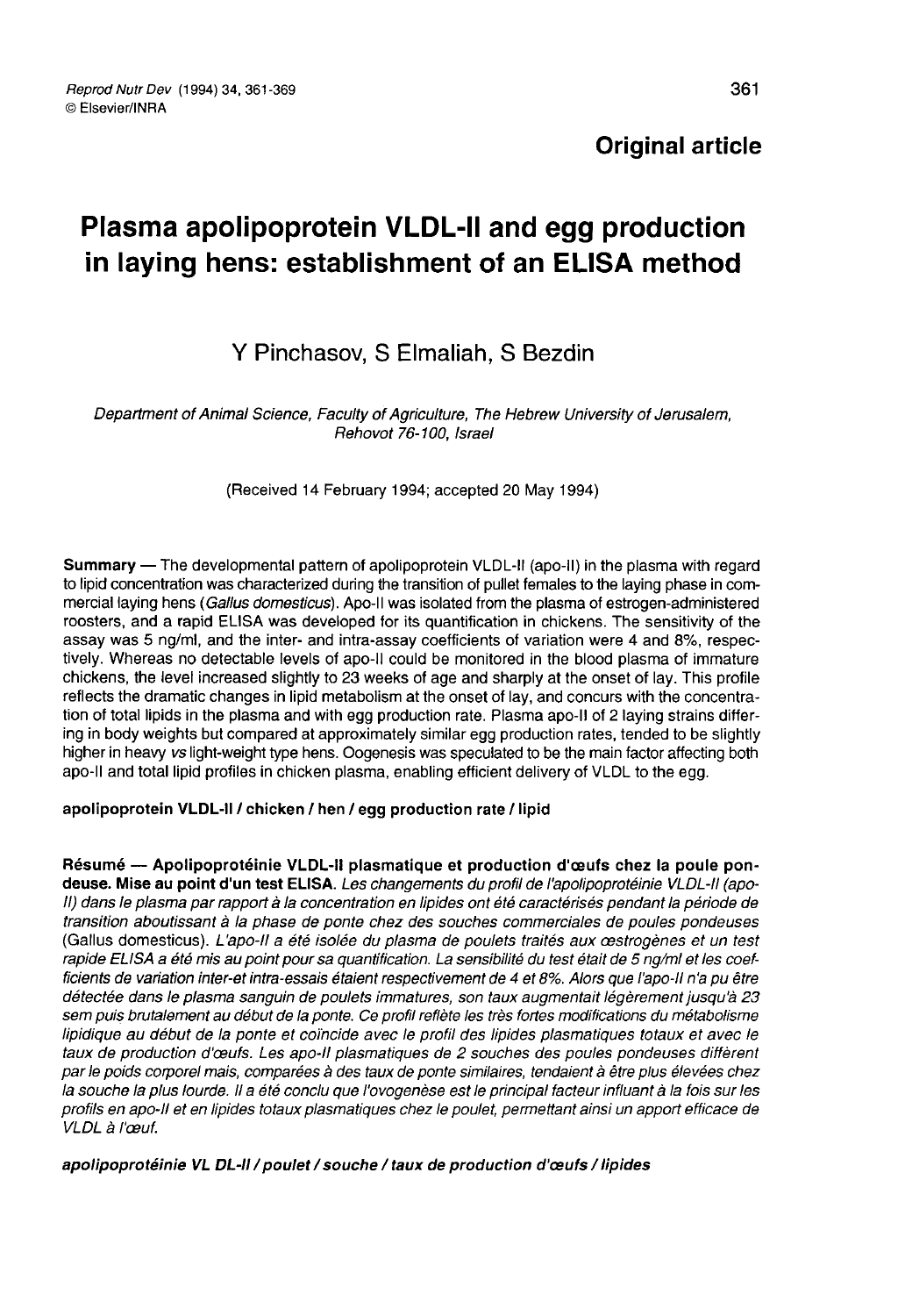**Original article**

# Plasma apolipoprotein VLDL-II and egg production in laying hens: establishment of an ELISA method

Y Pinchasov, S Elmaliah, S Bezdin

*Department of Animal Science, Faculty of Agriculture, The Hebrew University of Jerusalem, Rehovot 76-100, Israel*

(Received 14 February 1994; accepted 20 May 1994)

**Summary** — The developmental pattern of apolipoprotein VLDL-II (apo-II) in the plasma with regard to lipid concentration was characterized during the transition of pullet females to the laying phase in commercial laying hens (*Gallus domesticus*). Apo-II was isolated from the plasma of estrogen-administered roosters, and a rapid ELISA was developed for its quantification in chickens. The sensitivity of the assay was 5 ng/ml, and the inter- and intra-assay coefficients of variation were 4 and 8%, respectively. Whereas no detectable levels of apo-II could be monitored in the blood plasma of immature chickens, the level increased slightly to 23 weeks of age and sharply at the onset of lay. This profile reflects the dramatic changes in lipid metabolism at the onset of lay, and concurs with the concentration of total lipids in the plasma and with egg production rate. Plasma apo-II of 2 laying strains differing in body weights but compared at approximately similar egg production rates, tended to be slightly higher in heavy *vs* light-weight type hens. Oogenesis was speculated to be the main factor affecting both apo-II and total lipid profiles in chicken plasma, enabling efficient delivery of VLDL to the egg.

**apolipoprotein VLDL-II / chicken / hen / egg production rate / lipid**

**Résumé — Apolipoprotéinie VLDL-II plasmatique et production d'œufs chez la poule pondeuse. Mise au point d'un test ELISA.** *Les changements du profil de l'apolipoprotéinie VLDL-II (apo-II) dans le plasma par rapport à la concentration en lipides ont été caractérisés pendant la période de transition aboutissant à la phase de ponte chez des souches commerciales de poules pondeuses* (Gallus domesticus). *L'apo-II a été isolée du plasma de poulets traités aux œstrogènes et un test rapide ELISA a été mis au point pour sa quantification. La sensibilité du test était de 5 ng/ml et les coefficients de variation inter-et intra-essais étaient respectivement de 4 et 8%. Alors que l'apo-II n'a pu être détectée dans le plasma sanguin de poulets immatures, son taux augmentait légèrement jusqu'à 23 sem puis brutalement au début de la ponte. Ce profil reflète les très fortes modifications du métabolisme lipidique au début de la ponte et coïncide avec le profil des lipides plasmatiques totaux et avec le taux de production d'œufs. Les apo-II plasmatiques de 2 souches des poules pondeuses diffèrent par le poids corporel mais, comparées à des taux de ponte similaires, tendaient à être plus élevées chez la souche la plus lourde. Il a été conclu que l'ovogenèse est le principal facteur influant à la fois sur les profils en apo-II et en lipides totaux plasmatiques chez le poulet, permettant ainsi un apport efficace de VLDL à l'œuf.*

***apolipoprotéinie VL DL-II / poulet / souche / taux de production d'œufs / lipides***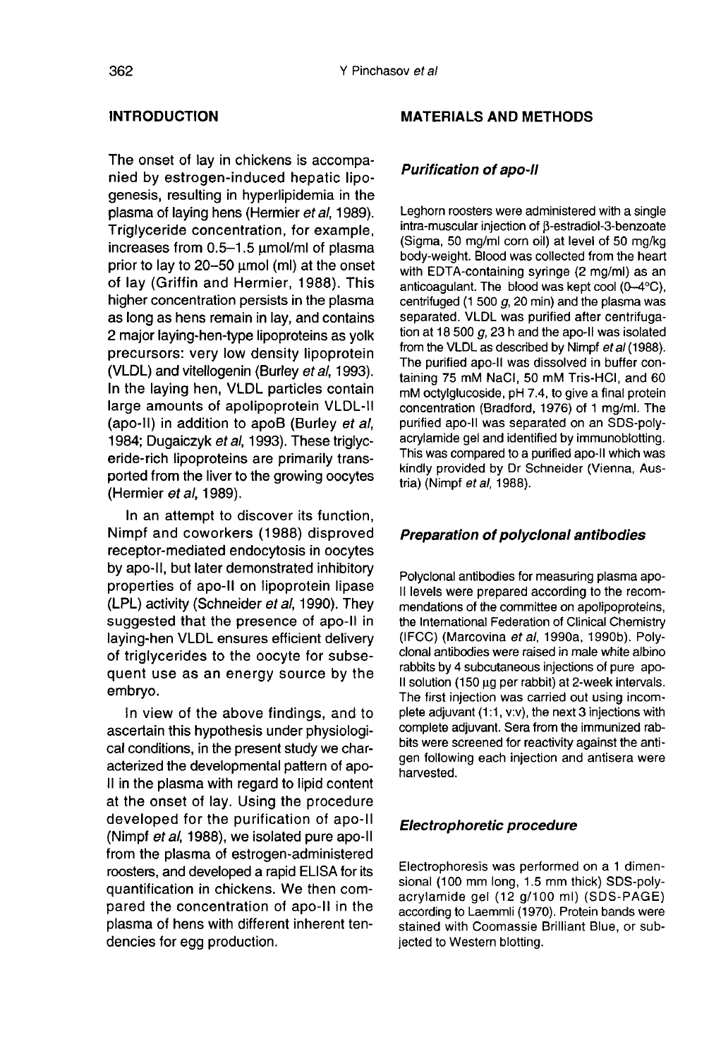## INTRODUCTION

The onset of lay in chickens is accompanied by estrogen-induced hepatic lipogenesis, resulting in hyperlipidemia in the plasma of laying hens (Hermier *et al*, 1989). Triglyceride concentration, for example, increases from 0.5–1.5 μmol/ml of plasma prior to lay to 20–50 μmol (ml) at the onset of lay (Griffin and Hermier, 1988). This higher concentration persists in the plasma as long as hens remain in lay, and contains 2 major laying-hen-type lipoproteins as yolk precursors: very low density lipoprotein (VLDL) and vitellogenin (Burley *et al*, 1993). In the laying hen, VLDL particles contain large amounts of apolipoprotein VLDL-II (apo-II) in addition to apoB (Burley *et al*, 1984; Dugaiczyk *et al*, 1993). These triglyceride-rich lipoproteins are primarily transported from the liver to the growing oocytes (Hermier *et al*, 1989).

In an attempt to discover its function, Nimpf and coworkers (1988) disproved receptor-mediated endocytosis in oocytes by apo-II, but later demonstrated inhibitory properties of apo-II on lipoprotein lipase (LPL) activity (Schneider *et al*, 1990). They suggested that the presence of apo-II in laying-hen VLDL ensures efficient delivery of triglycerides to the oocyte for subsequent use as an energy source by the embryo.

In view of the above findings, and to ascertain this hypothesis under physiological conditions, in the present study we characterized the developmental pattern of apo-II in the plasma with regard to lipid content at the onset of lay. Using the procedure developed for the purification of apo-II (Nimpf *et al*, 1988), we isolated pure apo-II from the plasma of estrogen-administered roosters, and developed a rapid ELISA for its quantification in chickens. We then compared the concentration of apo-II in the plasma of hens with different inherent tendencies for egg production.

## MATERIALS AND METHODS

### *Purification of apo-II*

Leghorn roosters were administered with a single intra-muscular injection of β-estradiol-3-benzoate (Sigma, 50 mg/ml corn oil) at level of 50 mg/kg body-weight. Blood was collected from the heart with EDTA-containing syringe (2 mg/ml) as an anticoagulant. The blood was kept cool (0–4°C), centrifuged (1 500 *g*, 20 min) and the plasma was separated. VLDL was purified after centrifugation at 18 500 *g*, 23 h and the apo-II was isolated from the VLDL as described by Nimpf *et al* (1988). The purified apo-II was dissolved in buffer containing 75 mM NaCl, 50 mM Tris-HCl, and 60 mM octylglucoside, pH 7.4, to give a final protein concentration (Bradford, 1976) of 1 mg/ml. The purified apo-II was separated on an SDS-polyacrylamide gel and identified by immunoblotting. This was compared to a purified apo-II which was kindly provided by Dr Schneider (Vienna, Austria) (Nimpf *et al*, 1988).

### *Preparation of polyclonal antibodies*

Polyclonal antibodies for measuring plasma apo-II levels were prepared according to the recommendations of the committee on apolipoproteins, the International Federation of Clinical Chemistry (IFCC) (Marcovina *et al*, 1990a, 1990b). Polyclonal antibodies were raised in male white albino rabbits by 4 subcutaneous injections of pure apo-II solution (150 μg per rabbit) at 2-week intervals. The first injection was carried out using incomplete adjuvant (1:1, v:v), the next 3 injections with complete adjuvant. Sera from the immunized rabbits were screened for reactivity against the antigen following each injection and antisera were harvested.

### *Electrophoretic procedure*

Electrophoresis was performed on a 1 dimensional (100 mm long, 1.5 mm thick) SDS-polyacrylamide gel (12 g/100 ml) (SDS-PAGE) according to Laemmli (1970). Protein bands were stained with Coomassie Brilliant Blue, or subjected to Western blotting.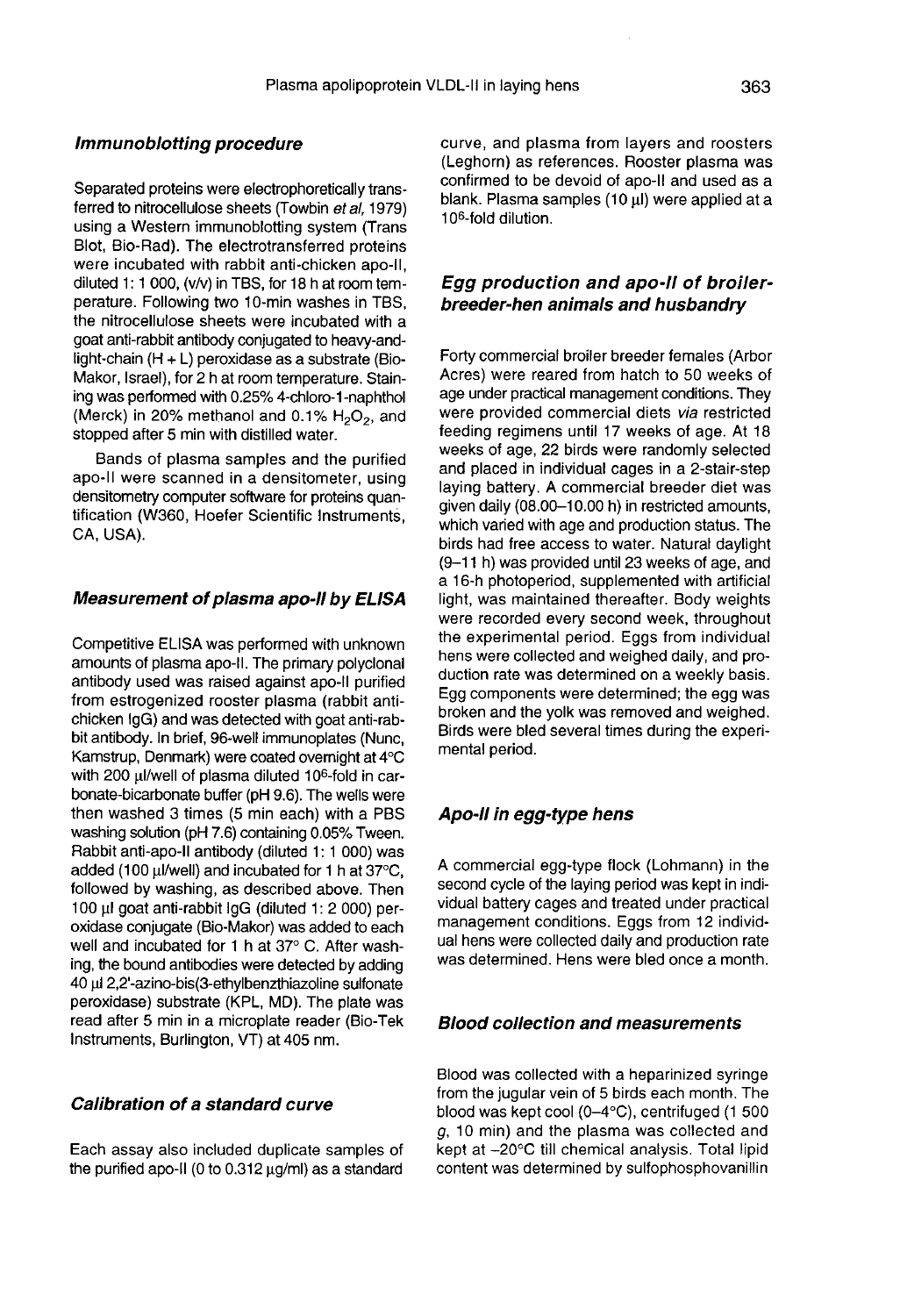### Immunoblotting procedure

Separated proteins were electrophoretically transferred to nitrocellulose sheets (Towbin *et al*, 1979) using a Western immunoblotting system (Trans Blot, Bio-Rad). The electrotransferred proteins were incubated with rabbit anti-chicken apo-II, diluted 1: 1 000, (v/v) in TBS, for 18 h at room temperature. Following two 10-min washes in TBS, the nitrocellulose sheets were incubated with a goat anti-rabbit antibody conjugated to heavy-and-light-chain (H + L) peroxidase as a substrate (Bio-Makor, Israel), for 2 h at room temperature. Staining was performed with 0.25% 4-chloro-1-naphthol (Merck) in 20% methanol and 0.1% $H_2O_2$, and stopped after 5 min with distilled water.

Bands of plasma samples and the purified apo-II were scanned in a densitometer, using densitometry computer software for proteins quantification (W360, Hoefer Scientific Instruments, CA, USA).

### Measurement of plasma apo-II by ELISA

Competitive ELISA was performed with unknown amounts of plasma apo-II. The primary polyclonal antibody used was raised against apo-II purified from estrogenized rooster plasma (rabbit anti-chicken IgG) and was detected with goat anti-rabbit antibody. In brief, 96-well immunoplates (Nunc, Kamstrup, Denmark) were coated overnight at 4°C with 200 μl/well of plasma diluted $10^6$-fold in carbonate-bicarbonate buffer (pH 9.6). The wells were then washed 3 times (5 min each) with a PBS washing solution (pH 7.6) containing 0.05% Tween. Rabbit anti-apo-II antibody (diluted 1: 1 000) was added (100 μl/well) and incubated for 1 h at 37°C, followed by washing, as described above. Then 100 μl goat anti-rabbit IgG (diluted 1: 2 000) peroxidase conjugate (Bio-Makor) was added to each well and incubated for 1 h at 37° C. After washing, the bound antibodies were detected by adding 40 μl 2,2'-azino-bis(3-ethylbenzthiazoline sulfonate peroxidase) substrate (KPL, MD). The plate was read after 5 min in a microplate reader (Bio-Tek Instruments, Burlington, VT) at 405 nm.

### Calibration of a standard curve

Each assay also included duplicate samples of the purified apo-II (0 to 0.312 μg/ml) as a standard curve, and plasma from layers and roosters (Leghorn) as references. Rooster plasma was confirmed to be devoid of apo-II and used as a blank. Plasma samples (10 μl) were applied at a $10^6$-fold dilution.

### Egg production and apo-II of broiler-breeder-hen animals and husbandry

Forty commercial broiler breeder females (Arbor Acres) were reared from hatch to 50 weeks of age under practical management conditions. They were provided commercial diets *via* restricted feeding regimens until 17 weeks of age. At 18 weeks of age, 22 birds were randomly selected and placed in individual cages in a 2-stair-step laying battery. A commercial breeder diet was given daily (08.00–10.00 h) in restricted amounts, which varied with age and production status. The birds had free access to water. Natural daylight (9–11 h) was provided until 23 weeks of age, and a 16-h photoperiod, supplemented with artificial light, was maintained thereafter. Body weights were recorded every second week, throughout the experimental period. Eggs from individual hens were collected and weighed daily, and production rate was determined on a weekly basis. Egg components were determined; the egg was broken and the yolk was removed and weighed. Birds were bled several times during the experimental period.

### Apo-II in egg-type hens

A commercial egg-type flock (Lohmann) in the second cycle of the laying period was kept in individual battery cages and treated under practical management conditions. Eggs from 12 individual hens were collected daily and production rate was determined. Hens were bled once a month.

### Blood collection and measurements

Blood was collected with a heparinized syringe from the jugular vein of 5 birds each month. The blood was kept cool (0–4°C), centrifuged (1 500 *g*, 10 min) and the plasma was collected and kept at –20°C till chemical analysis. Total lipid content was determined by sulfophosphovanillin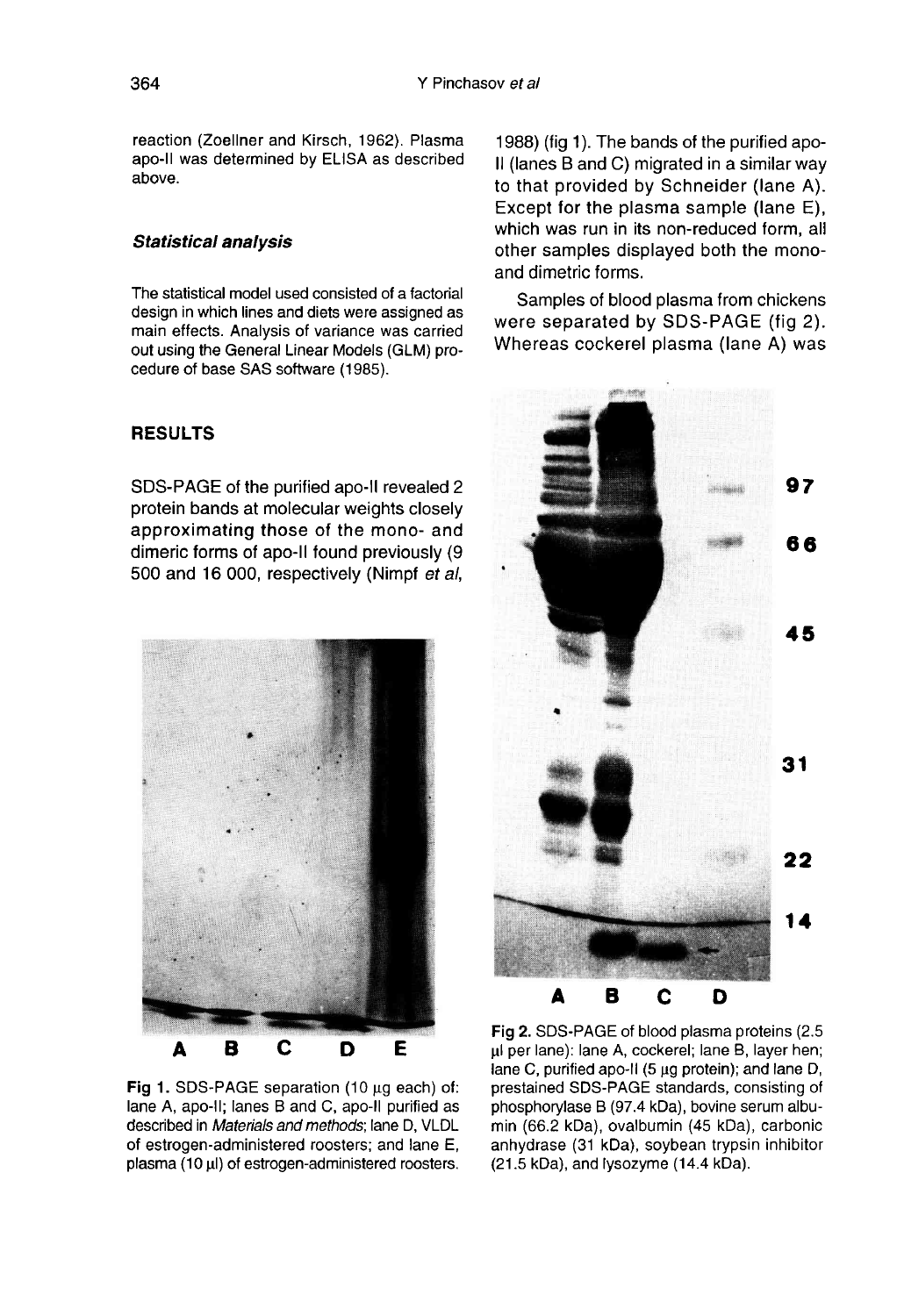reaction (Zoellner and Kirsch, 1962). Plasma apo-II was determined by ELISA as described above.

### Statistical analysis

The statistical model used consisted of a factorial design in which lines and diets were assigned as main effects. Analysis of variance was carried out using the General Linear Models (GLM) procedure of base SAS software (1985).

## RESULTS

SDS-PAGE of the purified apo-II revealed 2 protein bands at molecular weights closely approximating those of the mono- and dimeric forms of apo-II found previously (9 500 and 16 000, respectively (Nimpf *et al*, 1988) (fig 1). The bands of the purified apo-II (lanes B and C) migrated in a similar way to that provided by Schneider (lane A). Except for the plasma sample (lane E), which was run in its non-reduced form, all other samples displayed both the mono- and dimetric forms.

Samples of blood plasma from chickens were separated by SDS-PAGE (fig 2). Whereas cockerel plasma (lane A) was

**Fig 1.** SDS-PAGE separation (10 µg each) of: lane A, apo-II; lanes B and C, apo-II purified as described in *Materials and methods*; lane D, VLDL of estrogen-administered roosters; and lane E, plasma (10 µl) of estrogen-administered roosters.

**Fig 2.** SDS-PAGE of blood plasma proteins (2.5 µl per lane): lane A, cockerel; lane B, layer hen; lane C, purified apo-II (5 µg protein); and lane D, prestained SDS-PAGE standards, consisting of phosphorylase B (97.4 kDa), bovine serum albumin (66.2 kDa), ovalbumin (45 kDa), carbonic anhydrase (31 kDa), soybean trypsin inhibitor (21.5 kDa), and lysozyme (14.4 kDa).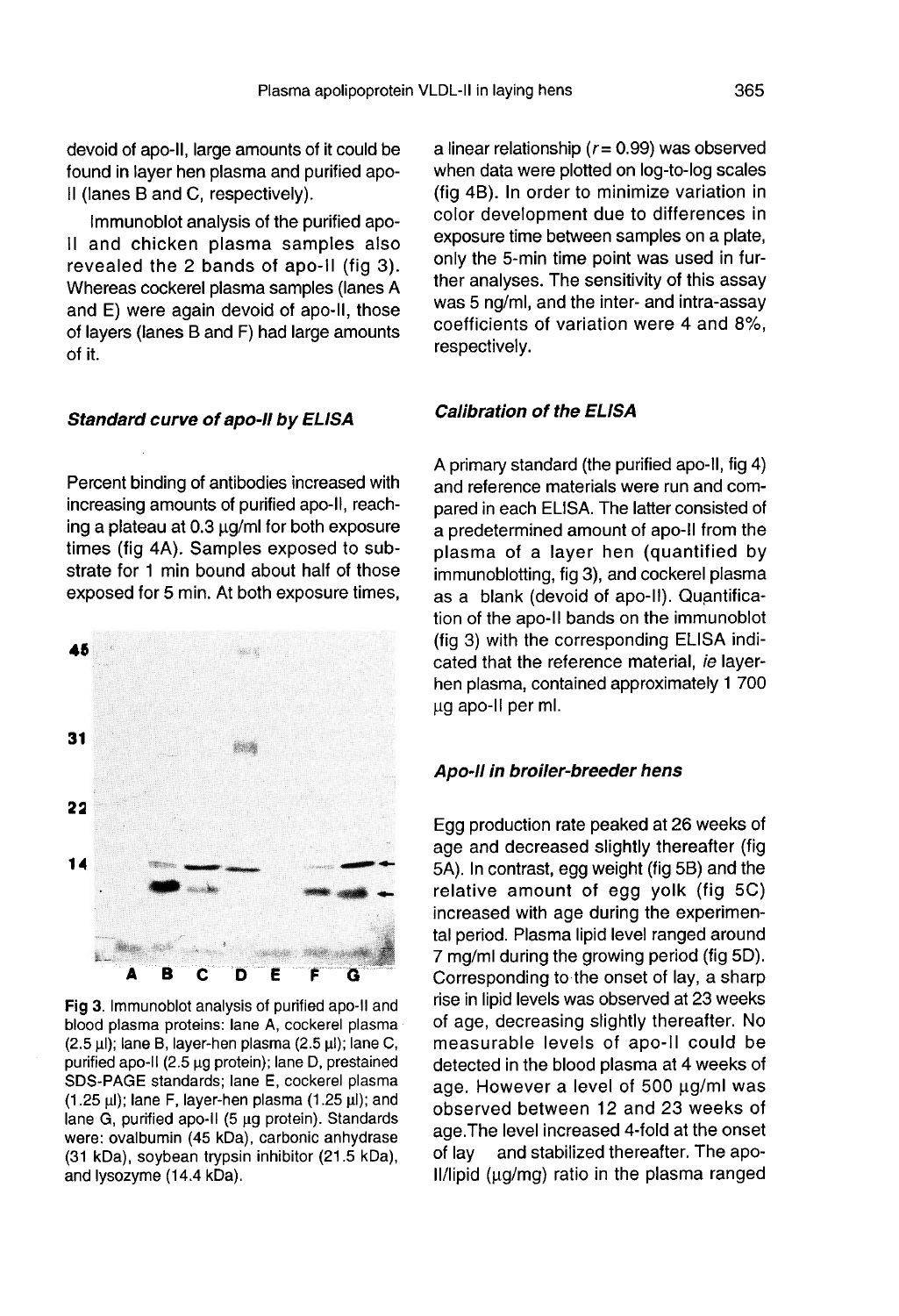devoid of apo-II, large amounts of it could be found in layer hen plasma and purified apo-II (lanes B and C, respectively).

Immunoblot analysis of the purified apo-II and chicken plasma samples also revealed the 2 bands of apo-II (fig 3). Whereas cockerel plasma samples (lanes A and E) were again devoid of apo-II, those of layers (lanes B and F) had large amounts of it.

### *Standard curve of apo-II by ELISA*

Percent binding of antibodies increased with increasing amounts of purified apo-II, reaching a plateau at 0.3 μg/ml for both exposure times (fig 4A). Samples exposed to substrate for 1 min bound about half of those exposed for 5 min. At both exposure times, a linear relationship ($r = 0.99$) was observed when data were plotted on log-to-log scales (fig 4B). In order to minimize variation in color development due to differences in exposure time between samples on a plate, only the 5-min time point was used in further analyses. The sensitivity of this assay was 5 ng/ml, and the inter- and intra-assay coefficients of variation were 4 and 8%, respectively.

**Fig 3**. Immunoblot analysis of purified apo-II and blood plasma proteins: lane A, cockerel plasma (2.5 μl); lane B, layer-hen plasma (2.5 μl); lane C, purified apo-II (2.5 μg protein); lane D, prestained SDS-PAGE standards; lane E, cockerel plasma (1.25 μl); lane F, layer-hen plasma (1.25 μl); and lane G, purified apo-II (5 μg protein). Standards were: ovalbumin (45 kDa), carbonic anhydrase (31 kDa), soybean trypsin inhibitor (21.5 kDa), and lysozyme (14.4 kDa).

### *Calibration of the ELISA*

A primary standard (the purified apo-II, fig 4) and reference materials were run and compared in each ELISA. The latter consisted of a predetermined amount of apo-II from the plasma of a layer hen (quantified by immunoblotting, fig 3), and cockerel plasma as a blank (devoid of apo-II). Quantification of the apo-II bands on the immunoblot (fig 3) with the corresponding ELISA indicated that the reference material, *ie* layer-hen plasma, contained approximately 1 700 μg apo-II per ml.

### *Apo-II in broiler-breeder hens*

Egg production rate peaked at 26 weeks of age and decreased slightly thereafter (fig 5A). In contrast, egg weight (fig 5B) and the relative amount of egg yolk (fig 5C) increased with age during the experimental period. Plasma lipid level ranged around 7 mg/ml during the growing period (fig 5D). Corresponding to the onset of lay, a sharp rise in lipid levels was observed at 23 weeks of age, decreasing slightly thereafter. No measurable levels of apo-II could be detected in the blood plasma at 4 weeks of age. However a level of 500 μg/ml was observed between 12 and 23 weeks of age.The level increased 4-fold at the onset of lay and stabilized thereafter. The apo-II/lipid (μg/mg) ratio in the plasma ranged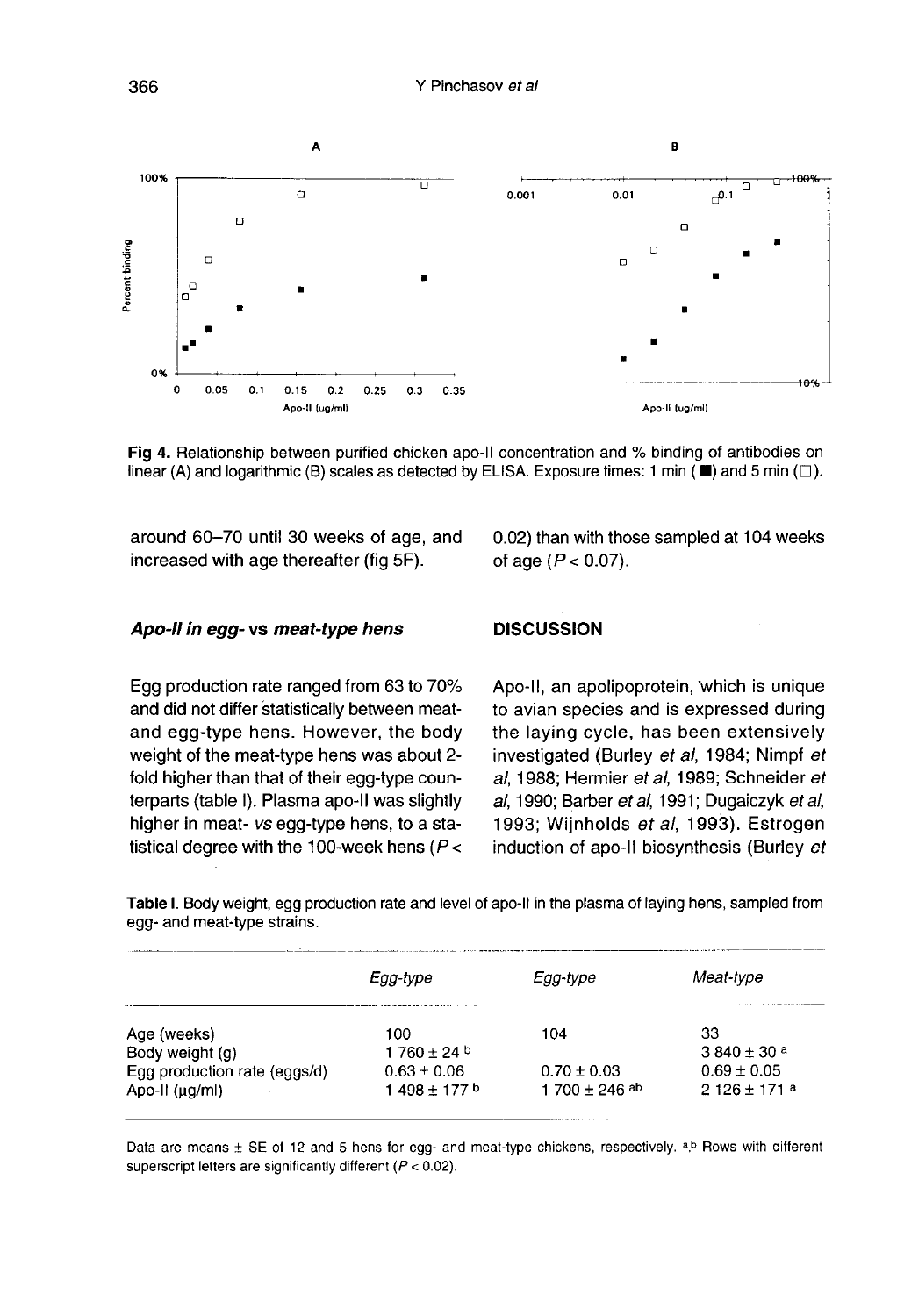Fig 4. Relationship between purified chicken apo-II concentration and % binding of antibodies on linear (A) and logarithmic (B) scales as detected by ELISA. Exposure times: 1 min (■) and 5 min (□).

around 60–70 until 30 weeks of age, and increased with age thereafter (fig 5F).

### *Apo-II in egg-* vs *meat-type hens*

Egg production rate ranged from 63 to 70% and did not differ statistically between meat- and egg-type hens. However, the body weight of the meat-type hens was about 2-fold higher than that of their egg-type counterparts (table I). Plasma apo-II was slightly higher in meat- *vs* egg-type hens, to a statistical degree with the 100-week hens ($P < 0.02$) than with those sampled at 104 weeks of age ($P < 0.07$).

## DISCUSSION

Apo-II, an apolipoprotein, which is unique to avian species and is expressed during the laying cycle, has been extensively investigated (Burley *et al*, 1984; Nimpf *et al*, 1988; Hermier *et al*, 1989; Schneider *et al*, 1990; Barber *et al*, 1991; Dugaiczyk *et al*, 1993; Wijnholds *et al*, 1993). Estrogen induction of apo-II biosynthesis (Burley *et*

Table I. Body weight, egg production rate and level of apo-II in the plasma of laying hens, sampled from egg- and meat-type strains.

| | *Egg-type* | *Egg-type* | *Meat-type* |
|---|---|---|---|
| Age (weeks) | 100 | 104 | 33 |
| Body weight (g) | 1 760 ± 24 [b] | | 3 840 ± 30 [a] |
| Egg production rate (eggs/d) | 0.63 ± 0.06 | 0.70 ± 0.03 | 0.69 ± 0.05 |
| Apo-II (μg/ml) | 1 498 ± 177 [b] | 1 700 ± 246 [ab] | 2 126 ± 171 [a] |

Data are means ± SE of 12 and 5 hens for egg- and meat-type chickens, respectively. [a,b] Rows with different superscript letters are significantly different ($P < 0.02$).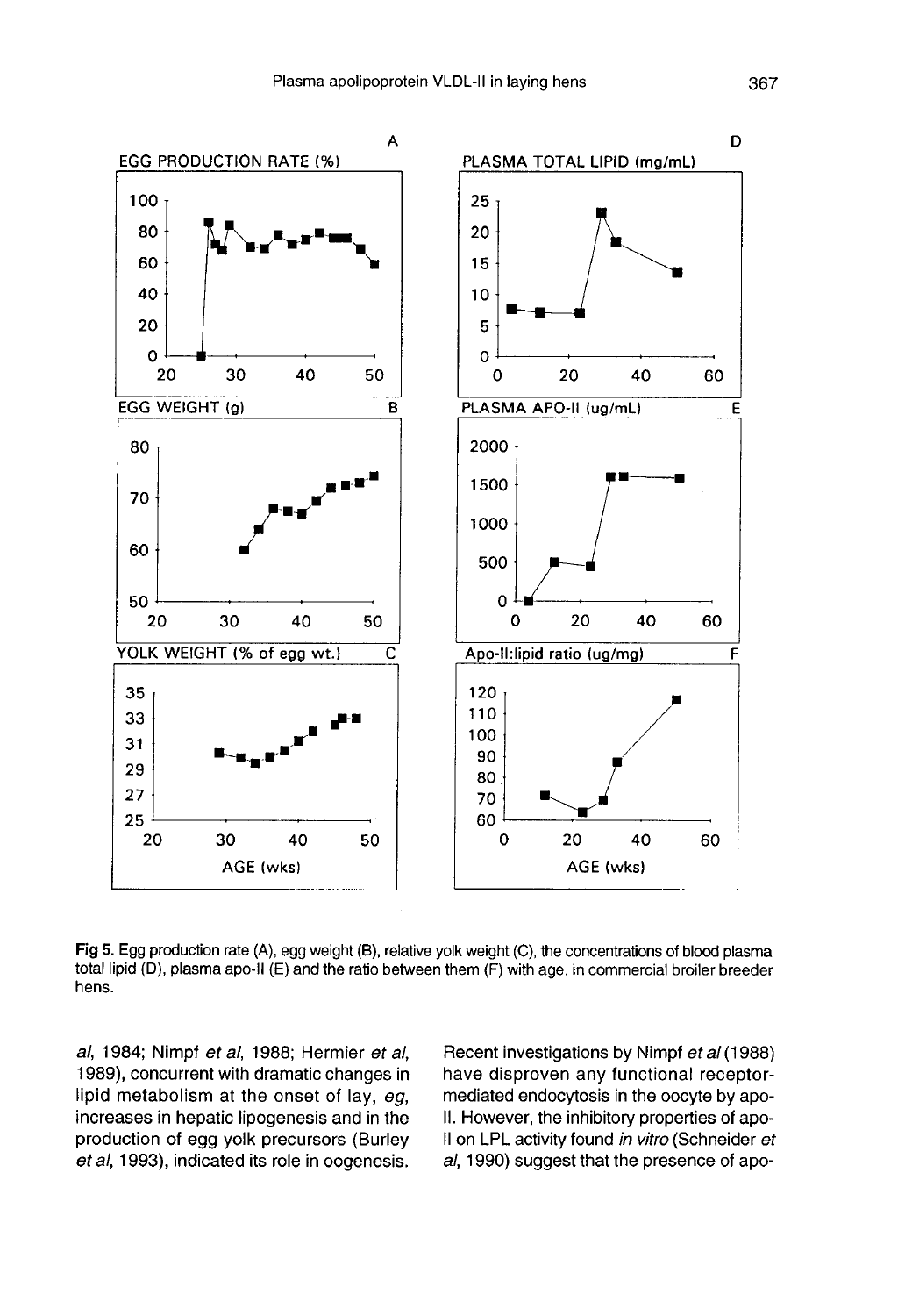Fig 5. Egg production rate (A), egg weight (B), relative yolk weight (C), the concentrations of blood plasma total lipid (D), plasma apo-II (E) and the ratio between them (F) with age, in commercial broiler breeder hens.

*al*, 1984; Nimpf *et al*, 1988; Hermier *et al*, 1989), concurrent with dramatic changes in lipid metabolism at the onset of lay, *eg*, increases in hepatic lipogenesis and in the production of egg yolk precursors (Burley *et al*, 1993), indicated its role in oogenesis. Recent investigations by Nimpf *et al* (1988) have disproven any functional receptor-mediated endocytosis in the oocyte by apo-II. However, the inhibitory properties of apo-II on LPL activity found *in vitro* (Schneider *et al*, 1990) suggest that the presence of apo-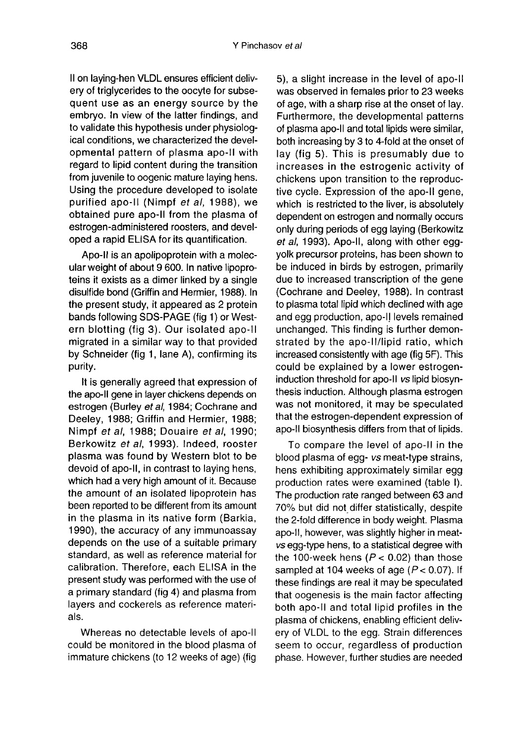II on laying-hen VLDL ensures efficient delivery of triglycerides to the oocyte for subsequent use as an energy source by the embryo. In view of the latter findings, and to validate this hypothesis under physiological conditions, we characterized the developmental pattern of plasma apo-II with regard to lipid content during the transition from juvenile to oogenic mature laying hens. Using the procedure developed to isolate purified apo-II (Nimpf *et al*, 1988), we obtained pure apo-II from the plasma of estrogen-administered roosters, and developed a rapid ELISA for its quantification.

Apo-II is an apolipoprotein with a molecular weight of about 9 600. In native lipoproteins it exists as a dimer linked by a single disulfide bond (Griffin and Hermier, 1988). In the present study, it appeared as 2 protein bands following SDS-PAGE (fig 1) or Western blotting (fig 3). Our isolated apo-II migrated in a similar way to that provided by Schneider (fig 1, lane A), confirming its purity.

It is generally agreed that expression of the apo-II gene in layer chickens depends on estrogen (Burley *et al*, 1984; Cochrane and Deeley, 1988; Griffin and Hermier, 1988; Nimpf *et al*, 1988; Douaire *et al*, 1990; Berkowitz *et al*, 1993). Indeed, rooster plasma was found by Western blot to be devoid of apo-II, in contrast to laying hens, which had a very high amount of it. Because the amount of an isolated lipoprotein has been reported to be different from its amount in the plasma in its native form (Barkia, 1990), the accuracy of any immunoassay depends on the use of a suitable primary standard, as well as reference material for calibration. Therefore, each ELISA in the present study was performed with the use of a primary standard (fig 4) and plasma from layers and cockerels as reference materials.

Whereas no detectable levels of apo-II could be monitored in the blood plasma of immature chickens (to 12 weeks of age) (fig 5), a slight increase in the level of apo-II was observed in females prior to 23 weeks of age, with a sharp rise at the onset of lay. Furthermore, the developmental patterns of plasma apo-II and total lipids were similar, both increasing by 3 to 4-fold at the onset of lay (fig 5). This is presumably due to increases in the estrogenic activity of chickens upon transition to the reproductive cycle. Expression of the apo-II gene, which is restricted to the liver, is absolutely dependent on estrogen and normally occurs only during periods of egg laying (Berkowitz *et al*, 1993). Apo-II, along with other egg-yolk precursor proteins, has been shown to be induced in birds by estrogen, primarily due to increased transcription of the gene (Cochrane and Deeley, 1988). In contrast to plasma total lipid which declined with age and egg production, apo-II levels remained unchanged. This finding is further demonstrated by the apo-II/lipid ratio, which increased consistently with age (fig 5F). This could be explained by a lower estrogen-induction threshold for apo-II *vs* lipid biosynthesis induction. Although plasma estrogen was not monitored, it may be speculated that the estrogen-dependent expression of apo-II biosynthesis differs from that of lipids.

To compare the level of apo-II in the blood plasma of egg- *vs* meat-type strains, hens exhibiting approximately similar egg production rates were examined (table I). The production rate ranged between 63 and 70% but did not differ statistically, despite the 2-fold difference in body weight. Plasma apo-II, however, was slightly higher in meat- *vs* egg-type hens, to a statistical degree with the 100-week hens ($P < 0.02$) than those sampled at 104 weeks of age ($P < 0.07$). If these findings are real it may be speculated that oogenesis is the main factor affecting both apo-II and total lipid profiles in the plasma of chickens, enabling efficient delivery of VLDL to the egg. Strain differences seem to occur, regardless of production phase. However, further studies are needed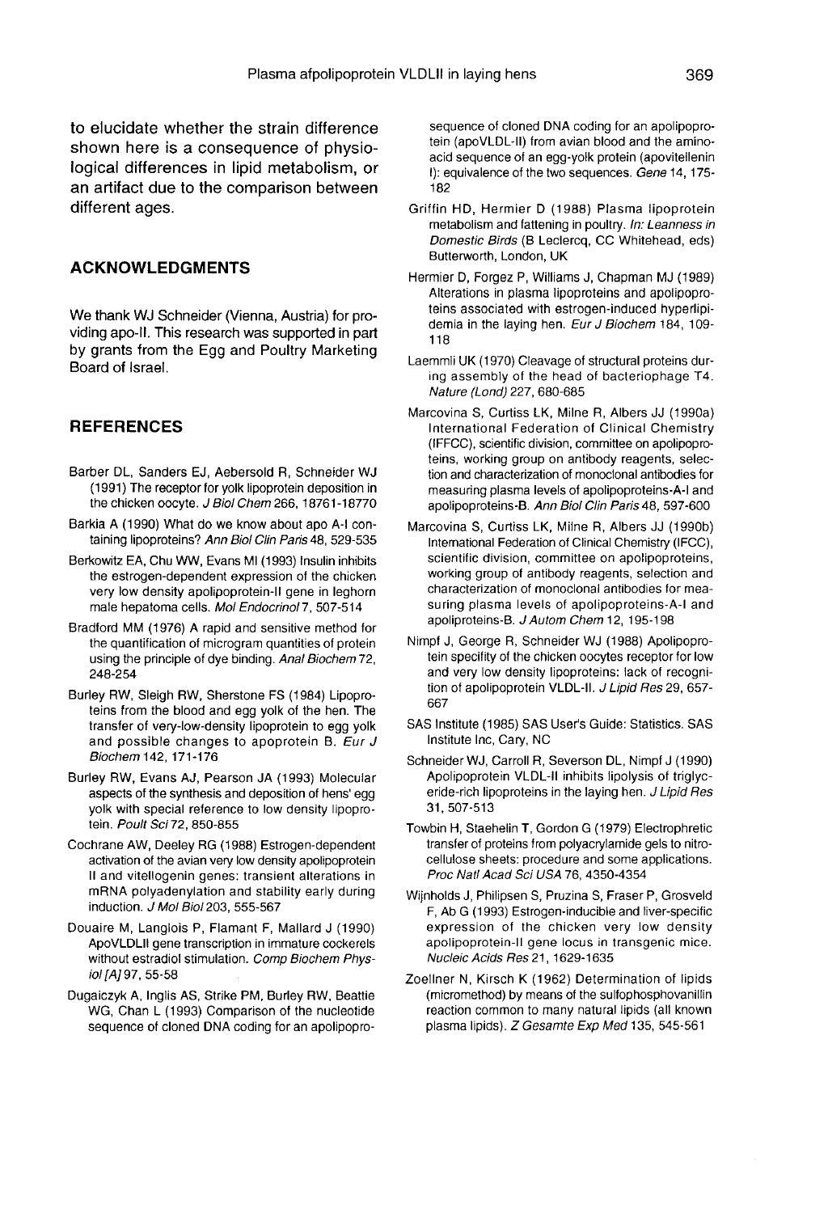to elucidate whether the strain difference shown here is a consequence of physiological differences in lipid metabolism, or an artifact due to the comparison between different ages.

## ACKNOWLEDGMENTS

We thank WJ Schneider (Vienna, Austria) for providing apo-II. This research was supported in part by grants from the Egg and Poultry Marketing Board of Israel.

## REFERENCES

Barber DL, Sanders EJ, Aebersold R, Schneider WJ (1991) The receptor for yolk lipoprotein deposition in the chicken oocyte. *J Biol Chem* 266, 18761-18770

Barkia A (1990) What do we know about apo A-I containing lipoproteins? *Ann Biol Clin Paris* 48, 529-535

Berkowitz EA, Chu WW, Evans MI (1993) Insulin inhibits the estrogen-dependent expression of the chicken very low density apolipoprotein-II gene in leghorn male hepatoma cells. *Mol Endocrinol* 7, 507-514

Bradford MM (1976) A rapid and sensitive method for the quantification of microgram quantities of protein using the principle of dye binding. *Anal Biochem* 72, 248-254

Burley RW, Sleigh RW, Sherstone FS (1984) Lipoproteins from the blood and egg yolk of the hen. The transfer of very-low-density lipoprotein to egg yolk and possible changes to apoprotein B. *Eur J Biochem* 142, 171-176

Burley RW, Evans AJ, Pearson JA (1993) Molecular aspects of the synthesis and deposition of hens' egg yolk with special reference to low density lipoprotein. *Poult Sci* 72, 850-855

Cochrane AW, Deeley RG (1988) Estrogen-dependent activation of the avian very low density apolipoprotein II and vitellogenin genes: transient alterations in mRNA polyadenylation and stability early during induction. *J Mol Biol* 203, 555-567

Douaire M, Langlois P, Flamant F, Mallard J (1990) ApoVLDLII gene transcription in immature cockerels without estradiol stimulation. *Comp Biochem Physiol [A]* 97, 55-58

Dugaiczyk A, Inglis AS, Strike PM, Burley RW, Beattie WG, Chan L (1993) Comparison of the nucleotide sequence of cloned DNA coding for an apolipoprotein (apoVLDL-II) from avian blood and the amino-acid sequence of an egg-yolk protein (apovitellenin I): equivalence of the two sequences. *Gene* 14, 175-182

Griffin HD, Hermier D (1988) Plasma lipoprotein metabolism and fattening in poultry. *In: Leanness in Domestic Birds* (B Leclercq, CC Whitehead, eds) Butterworth, London, UK

Hermier D, Forgez P, Williams J, Chapman MJ (1989) Alterations in plasma lipoproteins and apolipoproteins associated with estrogen-induced hyperlipidemia in the laying hen. *Eur J Biochem* 184, 109-118

Laemmli UK (1970) Cleavage of structural proteins during assembly of the head of bacteriophage T4. *Nature (Lond)* 227, 680-685

Marcovina S, Curtiss LK, Milne R, Albers JJ (1990a) International Federation of Clinical Chemistry (IFFCC), scientific division, committee on apolipoproteins, working group on antibody reagents, selection and characterization of monoclonal antibodies for measuring plasma levels of apolipoproteins-A-I and apolipoproteins-B. *Ann Biol Clin Paris* 48, 597-600

Marcovina S, Curtiss LK, Milne R, Albers JJ (1990b) International Federation of Clinical Chemistry (IFCC), scientific division, committee on apolipoproteins, working group of antibody reagents, selection and characterization of monoclonal antibodies for measuring plasma levels of apolipoproteins-A-I and apoliproteins-B. *J Autom Chem* 12, 195-198

Nimpf J, George R, Schneider WJ (1988) Apolipoprotein specifity of the chicken oocytes receptor for low and very low density lipoproteins: lack of recognition of apolipoprotein VLDL-II. *J Lipid Res* 29, 657-667

SAS Institute (1985) SAS User's Guide: Statistics. SAS Institute Inc, Cary, NC

Schneider WJ, Carroll R, Severson DL, Nimpf J (1990) Apolipoprotein VLDL-II inhibits lipolysis of triglyceride-rich lipoproteins in the laying hen. *J Lipid Res* 31, 507-513

Towbin H, Staehelin T, Gordon G (1979) Electrophretic transfer of proteins from polyacrylamide gels to nitrocellulose sheets: procedure and some applications. *Proc Natl Acad Sci USA* 76, 4350-4354

Wijnholds J, Philipsen S, Pruzina S, Fraser P, Grosveld F, Ab G (1993) Estrogen-inducible and liver-specific expression of the chicken very low density apolipoprotein-II gene locus in transgenic mice. *Nucleic Acids Res* 21, 1629-1635

Zoellner N, Kirsch K (1962) Determination of lipids (micromethod) by means of the sulfophosphovanillin reaction common to many natural lipids (all known plasma lipids). *Z Gesamte Exp Med* 135, 545-561